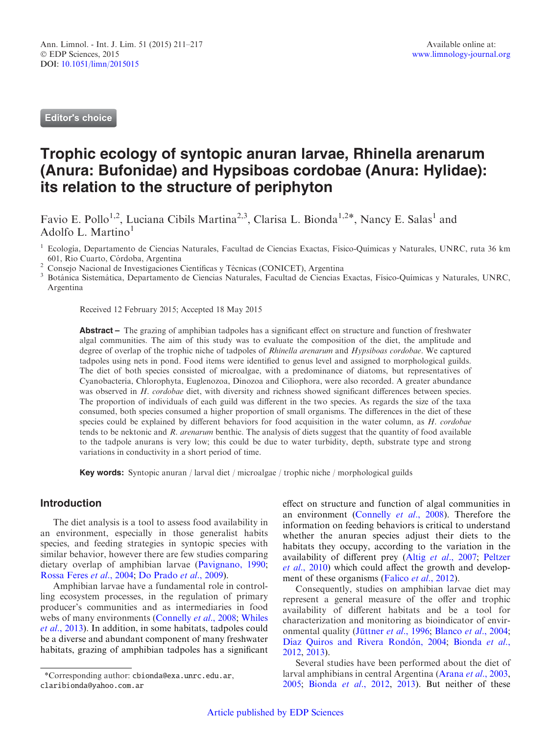Editor's choice

# Trophic ecology of syntopic anuran larvae, Rhinella arenarum (Anura: Bufonidae) and Hypsiboas cordobae (Anura: Hylidae): its relation to the structure of periphyton

Favio E. Pollo[1,2], Luciana Cibils Martina[2,3], Clarisa L. Bionda[1,2]*, Nancy E. Salas[1] and Adolfo L. Martino[1]

[1] Ecología, Departamento de Ciencias Naturales, Facultad de Ciencias Exactas, Físico-Químicas y Naturales, UNRC, ruta 36 km 601, Rio Cuarto, Córdoba, Argentina
[2] Consejo Nacional de Investigaciones Científicas y Técnicas (CONICET), Argentina
[3] Botánica Sistemática, Departamento de Ciencias Naturales, Facultad de Ciencias Exactas, Físico-Químicas y Naturales, UNRC, Argentina

Received 12 February 2015; Accepted 18 May 2015

**Abstract –** The grazing of amphibian tadpoles has a significant effect on structure and function of freshwater algal communities. The aim of this study was to evaluate the composition of the diet, the amplitude and degree of overlap of the trophic niche of tadpoles of *Rhinella arenarum* and *Hypsiboas cordobae*. We captured tadpoles using nets in pond. Food items were identified to genus level and assigned to morphological guilds. The diet of both species consisted of microalgae, with a predominance of diatoms, but representatives of Cyanobacteria, Chlorophyta, Euglenozoa, Dinozoa and Ciliophora, were also recorded. A greater abundance was observed in *H. cordobae* diet, with diversity and richness showed significant differences between species. The proportion of individuals of each guild was different in the two species. As regards the size of the taxa consumed, both species consumed a higher proportion of small organisms. The differences in the diet of these species could be explained by different behaviors for food acquisition in the water column, as *H. cordobae* tends to be nektonic and *R. arenarum* benthic. The analysis of diets suggest that the quantity of food available to the tadpole anurans is very low; this could be due to water turbidity, depth, substrate type and strong variations in conductivity in a short period of time.

**Key words:** Syntopic anuran / larval diet / microalgae / trophic niche / morphological guilds

## Introduction

The diet analysis is a tool to assess food availability in an environment, especially in those generalist habits species, and feeding strategies in syntopic species with similar behavior, however there are few studies comparing dietary overlap of amphibian larvae (Pavignano, 1990; Rossa Feres *et al.*, 2004; Do Prado *et al.*, 2009).

Amphibian larvae have a fundamental role in controlling ecosystem processes, in the regulation of primary producer's communities and as intermediaries in food webs of many environments (Connelly *et al.*, 2008; Whiles *et al.*, 2013). In addition, in some habitats, tadpoles could be a diverse and abundant component of many freshwater habitats, grazing of amphibian tadpoles has a significant effect on structure and function of algal communities in an environment (Connelly *et al.*, 2008). Therefore the information on feeding behaviors is critical to understand whether the anuran species adjust their diets to the habitats they occupy, according to the variation in the availability of different prey (Altig *et al.*, 2007; Peltzer *et al.*, 2010) which could affect the growth and development of these organisms (Falico *et al.*, 2012).

Consequently, studies on amphibian larvae diet may represent a general measure of the offer and trophic availability of different habitats and be a tool for characterization and monitoring as bioindicator of environmental quality (Jüttner *et al.*, 1996; Blanco *et al.*, 2004; Díaz Quiros and Rivera Rondón, 2004; Bionda *et al.*, 2012, 2013).

Several studies have been performed about the diet of larval amphibians in central Argentina (Arana *et al.*, 2003, 2005; Bionda *et al.*, 2012, 2013). But neither of these

*Corresponding author: cbionda@exa.unrc.edu.ar, claribionda@yahoo.com.ar

Article published by EDP Sciences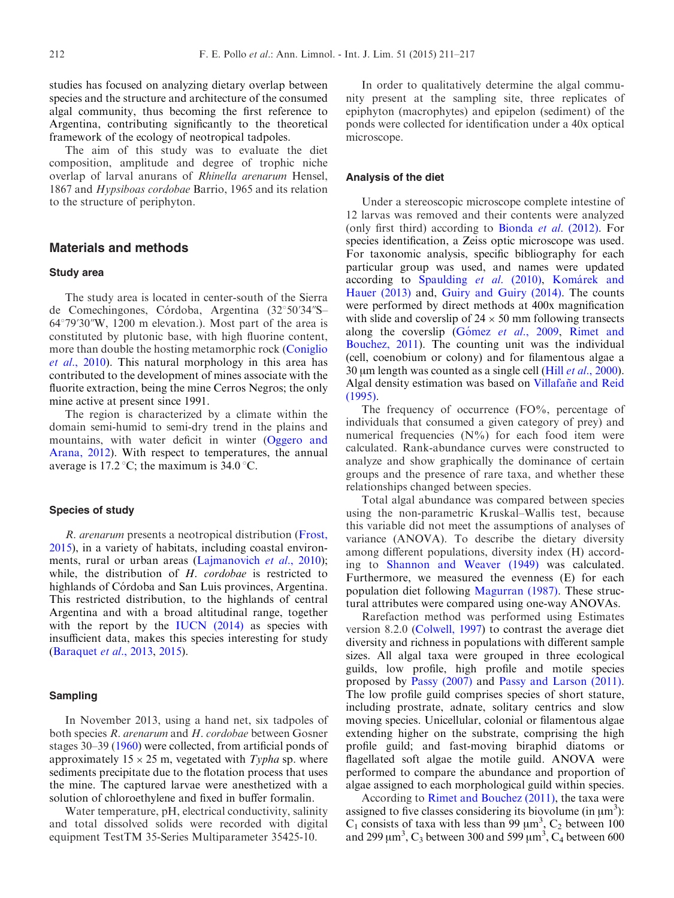studies has focused on analyzing dietary overlap between species and the structure and architecture of the consumed algal community, thus becoming the first reference to Argentina, contributing significantly to the theoretical framework of the ecology of neotropical tadpoles.

The aim of this study was to evaluate the diet composition, amplitude and degree of trophic niche overlap of larval anurans of *Rhinella arenarum* Hensel, 1867 and *Hypsiboas cordobae* Barrio, 1965 and its relation to the structure of periphyton.

## Materials and methods

### Study area

The study area is located in center-south of the Sierra de Comechingones, Córdoba, Argentina (32°50′34″S–64°79′30″W, 1200 m elevation.). Most part of the area is constituted by plutonic base, with high fluorine content, more than double the hosting metamorphic rock (Coniglio *et al.*, 2010). This natural morphology in this area has contributed to the development of mines associate with the fluorite extraction, being the mine Cerros Negros; the only mine active at present since 1991.

The region is characterized by a climate within the domain semi-humid to semi-dry trend in the plains and mountains, with water deficit in winter (Oggero and Arana, 2012). With respect to temperatures, the annual average is 17.2 °C; the maximum is 34.0 °C.

### Species of study

*R. arenarum* presents a neotropical distribution (Frost, 2015), in a variety of habitats, including coastal environments, rural or urban areas (Lajmanovich *et al.*, 2010); while, the distribution of *H. cordobae* is restricted to highlands of Córdoba and San Luis provinces, Argentina. This restricted distribution, to the highlands of central Argentina and with a broad altitudinal range, together with the report by the IUCN (2014) as species with insufficient data, makes this species interesting for study (Baraquet *et al.*, 2013, 2015).

### Sampling

In November 2013, using a hand net, six tadpoles of both species *R. arenarum* and *H. cordobae* between Gosner stages 30–39 (1960) were collected, from artificial ponds of approximately 15 × 25 m, vegetated with *Typha* sp. where sediments precipitate due to the flotation process that uses the mine. The captured larvae were anesthetized with a solution of chloroethylene and fixed in buffer formalin.

Water temperature, pH, electrical conductivity, salinity and total dissolved solids were recorded with digital equipment TestTM 35-Series Multiparameter 35425-10.

In order to qualitatively determine the algal community present at the sampling site, three replicates of epiphyton (macrophytes) and epipelon (sediment) of the ponds were collected for identification under a 40x optical microscope.

### Analysis of the diet

Under a stereoscopic microscope complete intestine of 12 larvas was removed and their contents were analyzed (only first third) according to Bionda *et al.* (2012). For species identification, a Zeiss optic microscope was used. For taxonomic analysis, specific bibliography for each particular group was used, and names were updated according to Spaulding *et al.* (2010), Komárek and Hauer (2013) and, Guiry and Guiry (2014). The counts were performed by direct methods at 400x magnification with slide and coverslip of 24 × 50 mm following transects along the coverslip (Gómez *et al.*, 2009, Rimet and Bouchez, 2011). The counting unit was the individual (cell, coenobium or colony) and for filamentous algae a 30 μm length was counted as a single cell (Hill *et al.*, 2000). Algal density estimation was based on Villafañe and Reid (1995).

The frequency of occurrence (FO%, percentage of individuals that consumed a given category of prey) and numerical frequencies (N%) for each food item were calculated. Rank-abundance curves were constructed to analyze and show graphically the dominance of certain groups and the presence of rare taxa, and whether these relationships changed between species.

Total algal abundance was compared between species using the non-parametric Kruskal–Wallis test, because this variable did not meet the assumptions of analyses of variance (ANOVA). To describe the dietary diversity among different populations, diversity index (H) according to Shannon and Weaver (1949) was calculated. Furthermore, we measured the evenness (E) for each population diet following Magurran (1987). These structural attributes were compared using one-way ANOVAs.

Rarefaction method was performed using Estimates version 8.2.0 (Colwell, 1997) to contrast the average diet diversity and richness in populations with different sample sizes. All algal taxa were grouped in three ecological guilds, low profile, high profile and motile species proposed by Passy (2007) and Passy and Larson (2011). The low profile guild comprises species of short stature, including prostrate, adnate, solitary centrics and slow moving species. Unicellular, colonial or filamentous algae extending higher on the substrate, comprising the high profile guild; and fast-moving biraphid diatoms or flagellated soft algae the motile guild. ANOVA were performed to compare the abundance and proportion of algae assigned to each morphological guild within species.

According to Rimet and Bouchez (2011), the taxa were assigned to five classes considering its biovolume (in μm$^3$): $C_1$ consists of taxa with less than 99 μm$^3$, $C_2$ between 100 and 299 μm$^3$, $C_3$ between 300 and 599 μm$^3$, $C_4$ between 600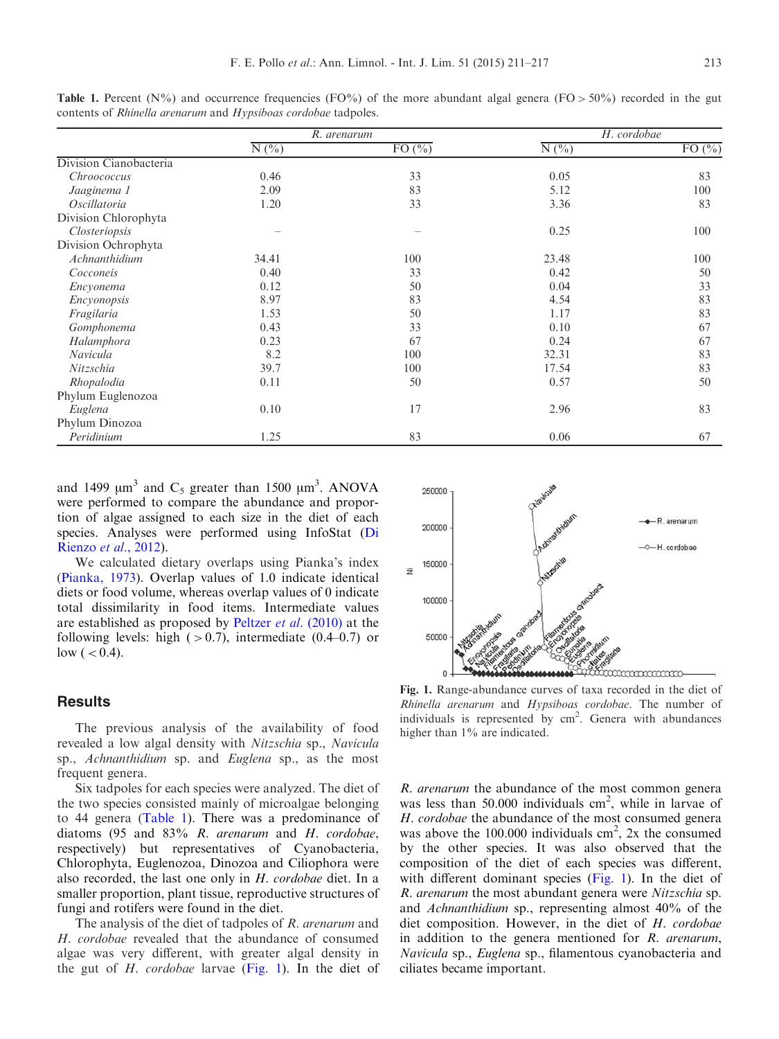**Table 1.** Percent (N%) and occurrence frequencies (FO%) of the more abundant algal genera (FO > 50%) recorded in the gut contents of *Rhinella arenarum* and *Hypsiboas cordobae* tadpoles.

| | *R. arenarum* | | *H. cordobae* | |
|---|---|---|---|---|
| | N (%) | FO (%) | N (%) | FO (%) |
| Division Cianobacteria | | | | |
| *Chroococcus* | 0.46 | 33 | 0.05 | 83 |
| *Jaaginema 1* | 2.09 | 83 | 5.12 | 100 |
| *Oscillatoria* | 1.20 | 33 | 3.36 | 83 |
| Division Chlorophyta | | | | |
| *Closteriopsis* | – | – | 0.25 | 100 |
| Division Ochrophyta | | | | |
| *Achnanthidium* | 34.41 | 100 | 23.48 | 100 |
| *Cocconeis* | 0.40 | 33 | 0.42 | 50 |
| *Encyonema* | 0.12 | 50 | 0.04 | 33 |
| *Encyonopsis* | 8.97 | 83 | 4.54 | 83 |
| *Fragilaria* | 1.53 | 50 | 1.17 | 83 |
| *Gomphonema* | 0.43 | 33 | 0.10 | 67 |
| *Halamphora* | 0.23 | 67 | 0.24 | 67 |
| *Navicula* | 8.2 | 100 | 32.31 | 83 |
| *Nitzschia* | 39.7 | 100 | 17.54 | 83 |
| *Rhopalodia* | 0.11 | 50 | 0.57 | 50 |
| Phylum Euglenozoa | | | | |
| *Euglena* | 0.10 | 17 | 2.96 | 83 |
| Phylum Dinozoa | | | | |
| *Peridinium* | 1.25 | 83 | 0.06 | 67 |

and 1499 μm$^3$ and $C_5$ greater than 1500 μm$^3$. ANOVA were performed to compare the abundance and proportion of algae assigned to each size in the diet of each species. Analyses were performed using InfoStat (Di Rienzo *et al*., 2012).

We calculated dietary overlaps using Pianka's index (Pianka, 1973). Overlap values of 1.0 indicate identical diets or food volume, whereas overlap values of 0 indicate total dissimilarity in food items. Intermediate values are established as proposed by Peltzer *et al*. (2010) at the following levels: high (>0.7), intermediate (0.4–0.7) or low (<0.4).

## Results

The previous analysis of the availability of food revealed a low algal density with *Nitzschia* sp., *Navicula* sp., *Achnanthidium* sp. and *Euglena* sp., as the most frequent genera.

Six tadpoles for each species were analyzed. The diet of the two species consisted mainly of microalgae belonging to 44 genera (Table 1). There was a predominance of diatoms (95 and 83% *R. arenarum* and *H. cordobae*, respectively) but representatives of Cyanobacteria, Chlorophyta, Euglenozoa, Dinozoa and Ciliophora were also recorded, the last one only in *H. cordobae* diet. In a smaller proportion, plant tissue, reproductive structures of fungi and rotifers were found in the diet.

The analysis of the diet of tadpoles of *R. arenarum* and *H. cordobae* revealed that the abundance of consumed algae was very different, with greater algal density in the gut of *H. cordobae* larvae (Fig. 1). In the diet of *R. arenarum* the abundance of the most common genera was less than 50.000 individuals cm$^2$, while in larvae of *H. cordobae* the abundance of the most consumed genera was above the 100.000 individuals cm$^2$, 2x the consumed by the other species. It was also observed that the composition of the diet of each species was different, with different dominant species (Fig. 1). In the diet of *R. arenarum* the most abundant genera were *Nitzschia* sp. and *Achnanthidium* sp., representing almost 40% of the diet composition. However, in the diet of *H. cordobae* in addition to the genera mentioned for *R. arenarum*, *Navicula* sp., *Euglena* sp., filamentous cyanobacteria and ciliates became important.

**Fig. 1.** Range-abundance curves of taxa recorded in the diet of *Rhinella arenarum* and *Hypsiboas cordobae*. The number of individuals is represented by cm$^2$. Genera with abundances higher than 1% are indicated.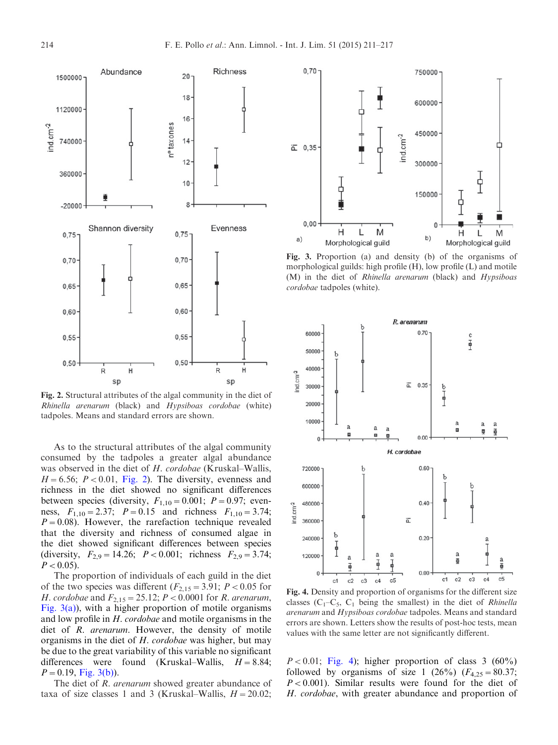Fig. 2. Structural attributes of the algal community in the diet of *Rhinella arenarum* (black) and *Hypsiboas cordobae* (white) tadpoles. Means and standard errors are shown.

As to the structural attributes of the algal community consumed by the tadpoles a greater algal abundance was observed in the diet of *H. cordobae* (Kruskal–Wallis, $H = 6.56$; $P < 0.01$, Fig. 2). The diversity, evenness and richness in the diet showed no significant differences between species (diversity, $F_{1,10} = 0.001$; $P = 0.97$; evenness, $F_{1,10} = 2.37$; $P = 0.15$ and richness $F_{1,10} = 3.74$; $P = 0.08$). However, the rarefaction technique revealed that the diversity and richness of consumed algae in the diet showed significant differences between species (diversity, $F_{2,9} = 14.26$; $P < 0.001$; richness $F_{2,9} = 3.74$; $P < 0.05$).

The proportion of individuals of each guild in the diet of the two species was different ($F_{2,15} = 3.91$; $P < 0.05$ for *H. cordobae* and $F_{2,15} = 25.12$; $P < 0.0001$ for *R. arenarum*, Fig. 3(a)), with a higher proportion of motile organisms and low profile in *H. cordobae* and motile organisms in the diet of *R. arenarum*. However, the density of motile organisms in the diet of *H. cordobae* was higher, but may be due to the great variability of this variable no significant differences were found (Kruskal–Wallis, $H = 8.84$; $P = 0.19$, Fig. 3(b)).

The diet of *R. arenarum* showed greater abundance of taxa of size classes 1 and 3 (Kruskal–Wallis, $H = 20.02$; $P < 0.01$; Fig. 4); higher proportion of class 3 (60%) followed by organisms of size 1 (26%) ($F_{4,25} = 80.37$; $P < 0.001$). Similar results were found for the diet of *H. cordobae*, with greater abundance and proportion of

Fig. 3. Proportion (a) and density (b) of the organisms of morphological guilds: high profile (H), low profile (L) and motile (M) in the diet of *Rhinella arenarum* (black) and *Hypsiboas cordobae* tadpoles (white).

Fig. 4. Density and proportion of organisms for the different size classes ($C_1$–$C_5$, $C_1$ being the smallest) in the diet of *Rhinella arenarum* and *Hypsiboas cordobae* tadpoles. Means and standard errors are shown. Letters show the results of post-hoc tests, mean values with the same letter are not significantly different.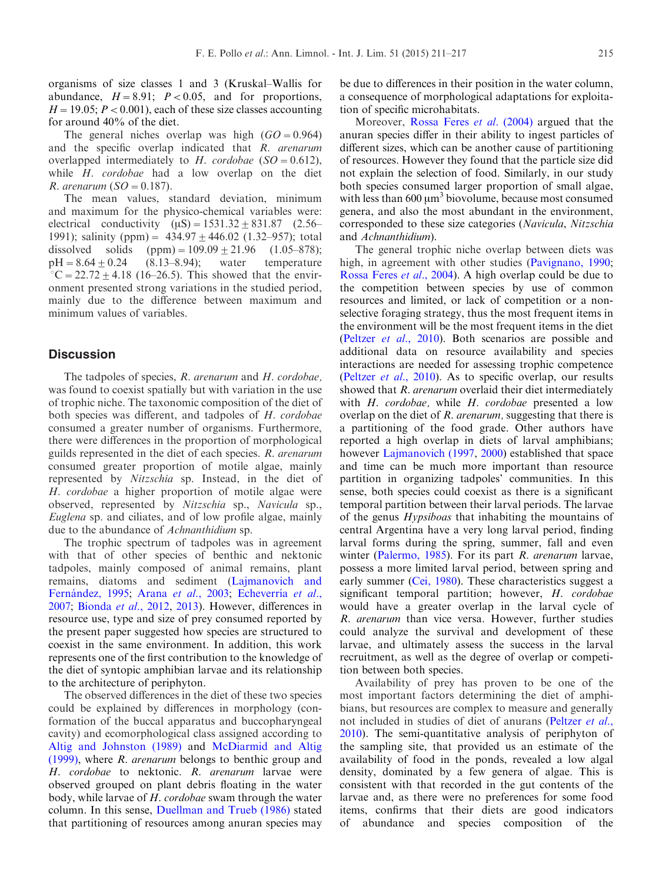organisms of size classes 1 and 3 (Kruskal–Wallis for abundance, $H = 8.91$; $P < 0.05$, and for proportions, $H = 19.05$; $P < 0.001$), each of these size classes accounting for around 40% of the diet.

The general niches overlap was high ($GO = 0.964$) and the specific overlap indicated that *R. arenarum* overlapped intermediately to *H. cordobae* ($SO = 0.612$), while *H. cordobae* had a low overlap on the diet *R. arenarum* ($SO = 0.187$).

The mean values, standard deviation, minimum and maximum for the physico-chemical variables were: electrical conductivity (μS) = 1531.32 ± 831.87 (2.56–1991); salinity (ppm) = 434.97 ± 446.02 (1.32–957); total dissolved solids (ppm) = 109.09 ± 21.96 (1.05–878); pH = 8.64 ± 0.24 (8.13–8.94); water temperature °C = 22.72 ± 4.18 (16–26.5). This showed that the environment presented strong variations in the studied period, mainly due to the difference between maximum and minimum values of variables.

## Discussion

The tadpoles of species, *R. arenarum* and *H. cordobae,* was found to coexist spatially but with variation in the use of trophic niche. The taxonomic composition of the diet of both species was different, and tadpoles of *H. cordobae* consumed a greater number of organisms. Furthermore, there were differences in the proportion of morphological guilds represented in the diet of each species. *R. arenarum* consumed greater proportion of motile algae, mainly represented by *Nitzschia* sp. Instead, in the diet of *H. cordobae* a higher proportion of motile algae were observed, represented by *Nitzschia* sp., *Navicula* sp., *Euglena* sp. and ciliates, and of low profile algae, mainly due to the abundance of *Achnanthidium* sp.

The trophic spectrum of tadpoles was in agreement with that of other species of benthic and nektonic tadpoles, mainly composed of animal remains, plant remains, diatoms and sediment (Lajmanovich and Fernández, 1995; Arana *et al*., 2003; Echeverría *et al*., 2007; Bionda *et al*., 2012, 2013). However, differences in resource use, type and size of prey consumed reported by the present paper suggested how species are structured to coexist in the same environment. In addition, this work represents one of the first contribution to the knowledge of the diet of syntopic amphibian larvae and its relationship to the architecture of periphyton.

The observed differences in the diet of these two species could be explained by differences in morphology (conformation of the buccal apparatus and buccopharyngeal cavity) and ecomorphological class assigned according to Altig and Johnston (1989) and McDiarmid and Altig (1999), where *R. arenarum* belongs to benthic group and *H. cordobae* to nektonic. *R. arenarum* larvae were observed grouped on plant debris floating in the water body, while larvae of *H. cordobae* swam through the water column. In this sense, Duellman and Trueb (1986) stated that partitioning of resources among anuran species may be due to differences in their position in the water column, a consequence of morphological adaptations for exploitation of specific microhabitats.

Moreover, Rossa Feres *et al*. (2004) argued that the anuran species differ in their ability to ingest particles of different sizes, which can be another cause of partitioning of resources. However they found that the particle size did not explain the selection of food. Similarly, in our study both species consumed larger proportion of small algae, with less than 600 $\mu m^3$ biovolume, because most consumed genera, and also the most abundant in the environment, corresponded to these size categories (*Navicula*, *Nitzschia* and *Achnanthidium*).

The general trophic niche overlap between diets was high, in agreement with other studies (Pavignano, 1990; Rossa Feres *et al*., 2004). A high overlap could be due to the competition between species by use of common resources and limited, or lack of competition or a non-selective foraging strategy, thus the most frequent items in the environment will be the most frequent items in the diet (Peltzer *et al*., 2010). Both scenarios are possible and additional data on resource availability and species interactions are needed for assessing trophic competence (Peltzer *et al*., 2010). As to specific overlap, our results showed that *R. arenarum* overlaid their diet intermediately with *H. cordobae,* while *H. cordobae* presented a low overlap on the diet of *R. arenarum,* suggesting that there is a partitioning of the food grade. Other authors have reported a high overlap in diets of larval amphibians; however Lajmanovich (1997, 2000) established that space and time can be much more important than resource partition in organizing tadpoles' communities. In this sense, both species could coexist as there is a significant temporal partition between their larval periods. The larvae of the genus *Hypsiboas* that inhabiting the mountains of central Argentina have a very long larval period, finding larval forms during the spring, summer, fall and even winter (Palermo, 1985). For its part *R. arenarum* larvae, possess a more limited larval period, between spring and early summer (Cei, 1980). These characteristics suggest a significant temporal partition; however, *H. cordobae* would have a greater overlap in the larval cycle of *R. arenarum* than vice versa. However, further studies could analyze the survival and development of these larvae, and ultimately assess the success in the larval recruitment, as well as the degree of overlap or competition between both species.

Availability of prey has proven to be one of the most important factors determining the diet of amphibians, but resources are complex to measure and generally not included in studies of diet of anurans (Peltzer *et al*., 2010). The semi-quantitative analysis of periphyton of the sampling site, that provided us an estimate of the availability of food in the ponds, revealed a low algal density, dominated by a few genera of algae. This is consistent with that recorded in the gut contents of the larvae and, as there were no preferences for some food items, confirms that their diets are good indicators of abundance and species composition of the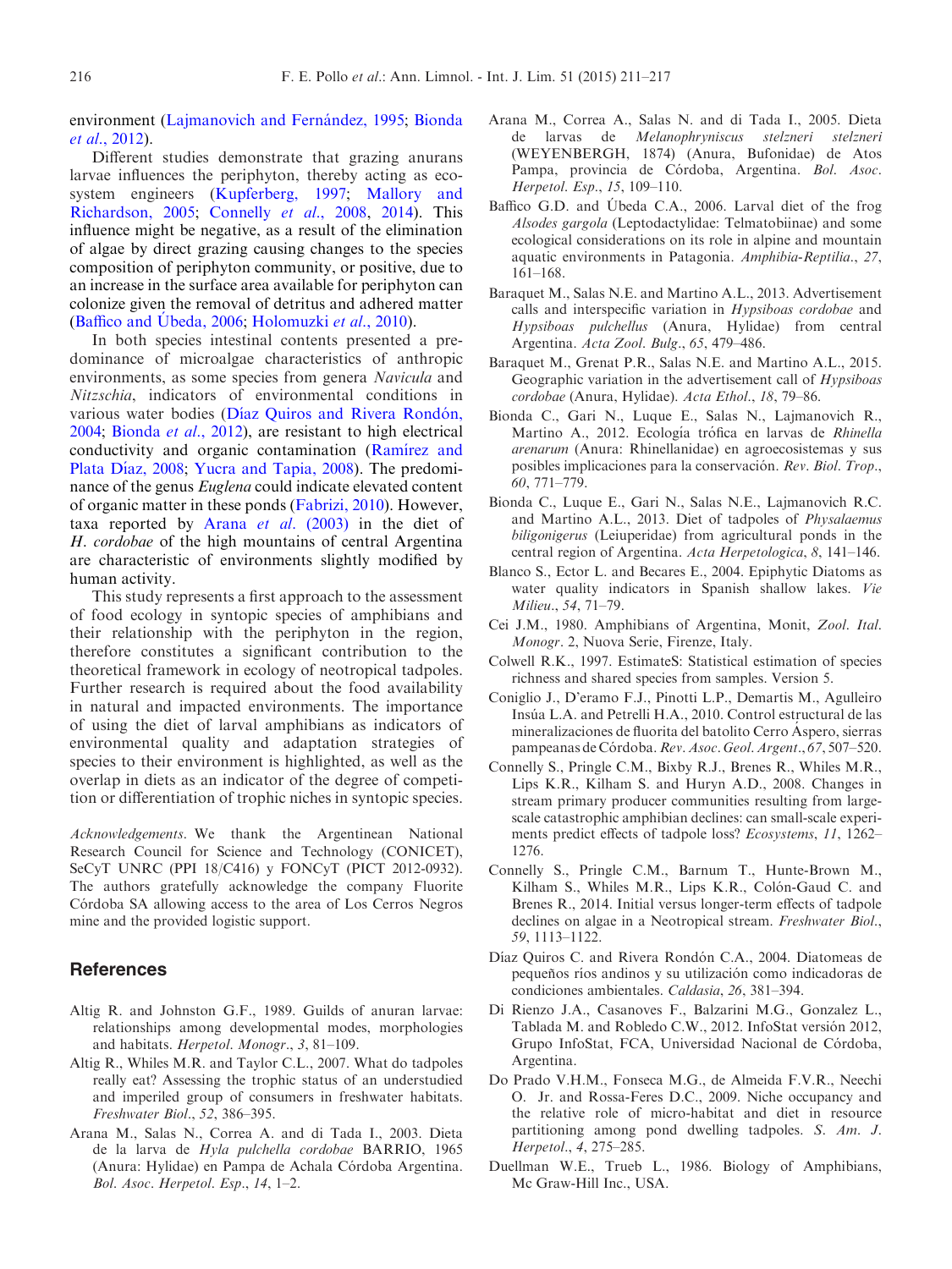environment (Lajmanovich and Fernández, 1995; Bionda *et al*., 2012).

Different studies demonstrate that grazing anurans larvae influences the periphyton, thereby acting as ecosystem engineers (Kupferberg, 1997; Mallory and Richardson, 2005; Connelly *et al*., 2008, 2014). This influence might be negative, as a result of the elimination of algae by direct grazing causing changes to the species composition of periphyton community, or positive, due to an increase in the surface area available for periphyton can colonize given the removal of detritus and adhered matter (Baffico and Úbeda, 2006; Holomuzki *et al*., 2010).

In both species intestinal contents presented a predominance of microalgae characteristics of anthropic environments, as some species from genera *Navicula* and *Nitzschia*, indicators of environmental conditions in various water bodies (Díaz Quiros and Rivera Rondón, 2004; Bionda *et al*., 2012), are resistant to high electrical conductivity and organic contamination (Ramírez and Plata Díaz, 2008; Yucra and Tapia, 2008). The predominance of the genus *Euglena* could indicate elevated content of organic matter in these ponds (Fabrizi, 2010). However, taxa reported by Arana *et al*. (2003) in the diet of *H. cordobae* of the high mountains of central Argentina are characteristic of environments slightly modified by human activity.

This study represents a first approach to the assessment of food ecology in syntopic species of amphibians and their relationship with the periphyton in the region, therefore constitutes a significant contribution to the theoretical framework in ecology of neotropical tadpoles. Further research is required about the food availability in natural and impacted environments. The importance of using the diet of larval amphibians as indicators of environmental quality and adaptation strategies of species to their environment is highlighted, as well as the overlap in diets as an indicator of the degree of competition or differentiation of trophic niches in syntopic species.

*Acknowledgements*. We thank the Argentinean National Research Council for Science and Technology (CONICET), SeCyT UNRC (PPI 18/C416) y FONCyT (PICT 2012-0932). The authors gratefully acknowledge the company Fluorite Córdoba SA allowing access to the area of Los Cerros Negros mine and the provided logistic support.

## References

Altig R. and Johnston G.F., 1989. Guilds of anuran larvae: relationships among developmental modes, morphologies and habitats. *Herpetol. Monogr*., *3*, 81–109.

Altig R., Whiles M.R. and Taylor C.L., 2007. What do tadpoles really eat? Assessing the trophic status of an understudied and imperiled group of consumers in freshwater habitats. *Freshwater Biol*., *52*, 386–395.

Arana M., Salas N., Correa A. and di Tada I., 2003. Dieta de la larva de *Hyla pulchella cordobae* BARRIO, 1965 (Anura: Hylidae) en Pampa de Achala Córdoba Argentina. *Bol. Asoc. Herpetol. Esp*., *14*, 1–2.

Arana M., Correa A., Salas N. and di Tada I., 2005. Dieta de larvas de *Melanophryniscus stelzneri stelzneri* (WEYENBERGH, 1874) (Anura, Bufonidae) de Atos Pampa, provincia de Córdoba, Argentina. *Bol. Asoc. Herpetol. Esp*., *15*, 109–110.

Baffico G.D. and Úbeda C.A., 2006. Larval diet of the frog *Alsodes gargola* (Leptodactylidae: Telmatobiinae) and some ecological considerations on its role in alpine and mountain aquatic environments in Patagonia. *Amphibia-Reptilia*., *27*, 161–168.

Baraquet M., Salas N.E. and Martino A.L., 2013. Advertisement calls and interspecific variation in *Hypsiboas cordobae* and *Hypsiboas pulchellus* (Anura, Hylidae) from central Argentina. *Acta Zool. Bulg*., *65*, 479–486.

Baraquet M., Grenat P.R., Salas N.E. and Martino A.L., 2015. Geographic variation in the advertisement call of *Hypsiboas cordobae* (Anura, Hylidae). *Acta Ethol*., *18*, 79–86.

Bionda C., Gari N., Luque E., Salas N., Lajmanovich R., Martino A., 2012. Ecología trófica en larvas de *Rhinella arenarum* (Anura: Rhinellanidae) en agroecosistemas y sus posibles implicaciones para la conservación. *Rev. Biol. Trop*., *60*, 771–779.

Bionda C., Luque E., Gari N., Salas N.E., Lajmanovich R.C. and Martino A.L., 2013. Diet of tadpoles of *Physalaemus biligonigerus* (Leiuperidae) from agricultural ponds in the central region of Argentina. *Acta Herpetologica*, *8*, 141–146.

Blanco S., Ector L. and Becares E., 2004. Epiphytic Diatoms as water quality indicators in Spanish shallow lakes. *Vie Milieu*., *54*, 71–79.

Cei J.M., 1980. Amphibians of Argentina, Monit, *Zool. Ital. Monogr*. 2, Nuova Serie, Firenze, Italy.

Colwell R.K., 1997. EstimateS: Statistical estimation of species richness and shared species from samples. Version 5.

Coniglio J., D'eramo F.J., Pinotti L.P., Demartis M., Agulleiro Insúa L.A. and Petrelli H.A., 2010. Control estructural de las mineralizaciones de fluorita del batolito Cerro Áspero, sierras pampeanas de Córdoba. *Rev. Asoc. Geol. Argent*., *67*, 507–520.

Connelly S., Pringle C.M., Bixby R.J., Brenes R., Whiles M.R., Lips K.R., Kilham S. and Huryn A.D., 2008. Changes in stream primary producer communities resulting from large-scale catastrophic amphibian declines: can small-scale experiments predict effects of tadpole loss? *Ecosystems*, *11*, 1262–1276.

Connelly S., Pringle C.M., Barnum T., Hunte-Brown M., Kilham S., Whiles M.R., Lips K.R., Colón-Gaud C. and Brenes R., 2014. Initial versus longer-term effects of tadpole declines on algae in a Neotropical stream. *Freshwater Biol*., *59*, 1113–1122.

Díaz Quiros C. and Rivera Rondón C.A., 2004. Diatomeas de pequeños ríos andinos y su utilización como indicadoras de condiciones ambientales. *Caldasia*, *26*, 381–394.

Di Rienzo J.A., Casanoves F., Balzarini M.G., Gonzalez L., Tablada M. and Robledo C.W., 2012. InfoStat versión 2012, Grupo InfoStat, FCA, Universidad Nacional de Córdoba, Argentina.

Do Prado V.H.M., Fonseca M.G., de Almeida F.V.R., Neechi O. Jr. and Rossa-Feres D.C., 2009. Niche occupancy and the relative role of micro-habitat and diet in resource partitioning among pond dwelling tadpoles. *S. Am. J. Herpetol*., *4*, 275–285.

Duellman W.E., Trueb L., 1986. Biology of Amphibians, Mc Graw-Hill Inc., USA.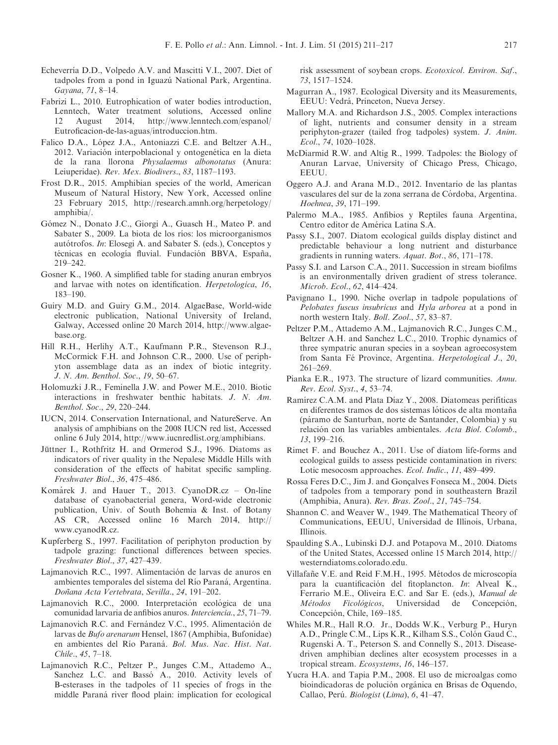Echeverría D.D., Volpedo A.V. and Mascitti V.I., 2007. Diet of tadpoles from a pond in Iguazú National Park, Argentina. *Gayana*, *71*, 8–14.

Fabrizi L., 2010. Eutrophication of water bodies introduction, Lenntech, Water treatment solutions, Accessed online 12 August 2014, http://www.lenntech.com/espanol/Eutroficacion-de-las-aguas/introduccion.htm.

Falico D.A., López J.A., Antoniazzi C.E. and Beltzer A.H., 2012. Variación interpoblacional y ontogenética en la dieta de la rana llorona *Physalaemus albonotatus* (Anura: Leiuperidae). *Rev. Mex. Biodivers.*, *83*, 1187–1193.

Frost D.R., 2015. Amphibian species of the world, American Museum of Natural History, New York, Accessed online 23 February 2015, http://research.amnh.org/herpetology/amphibia/.

Gómez N., Donato J.C., Giorgi A., Guasch H., Mateo P. and Sabater S., 2009. La biota de los ríos: los microorganismos autótrofos. *In*: Elosegi A. and Sabater S. (eds.), Conceptos y técnicas en ecología fluvial. Fundación BBVA, España, 219–242.

Gosner K., 1960. A simplified table for stading anuran embryos and larvae with notes on identification. *Herpetologica*, *16*, 183–190.

Guiry M.D. and Guiry G.M., 2014. AlgaeBase, World-wide electronic publication, National University of Ireland, Galway, Accessed online 20 March 2014, http://www.algaebase.org.

Hill R.H., Herlihy A.T., Kaufmann P.R., Stevenson R.J., McCormick F.H. and Johnson C.R., 2000. Use of periphyton assemblage data as an index of biotic integrity. *J. N. Am. Benthol. Soc.*, *19*, 50–67.

Holomuzki J.R., Feminella J.W. and Power M.E., 2010. Biotic interactions in freshwater benthic habitats. *J. N. Am. Benthol. Soc.*, *29*, 220–244.

IUCN, 2014. Conservation International, and NatureServe. An analysis of amphibians on the 2008 IUCN red list, Accessed online 6 July 2014, http://www.iucnredlist.org/amphibians.

Jüttner I., Rothfritz H. and Ormerod S.J., 1996. Diatoms as indicators of river quality in the Nepalese Middle Hills with consideration of the effects of habitat specific sampling. *Freshwater Biol.*, *36*, 475–486.

Komárek J. and Hauer T., 2013. CyanoDR.cz – On-line database of cyanobacterial genera, Word-wide electronic publication, Univ. of South Bohemia & Inst. of Botany AS CR, Accessed online 16 March 2014, http://www.cyanodR.cz.

Kupferberg S., 1997. Facilitation of periphyton production by tadpole grazing: functional differences between species. *Freshwater Biol.*, *37*, 427–439.

Lajmanovich R.C., 1997. Alimentación de larvas de anuros en ambientes temporales del sistema del Río Paraná, Argentina. *Doñana Acta Vertebrata*, *Sevilla.*, *24*, 191–202.

Lajmanovich R.C., 2000. Interpretación ecológica de una comunidad larvaria de anfibios anuros. *Interciencia.*, *25*, 71–79.

Lajmanovich R.C. and Fernández V.C., 1995. Alimentación de larvas de *Bufo arenarum* Hensel, 1867 (Amphibia, Bufonidae) en ambientes del Río Paraná. *Bol. Mus. Nac. Hist. Nat. Chile.*, *45*, 7–18.

Lajmanovich R.C., Peltzer P., Junges C.M., Attademo A., Sanchez L.C. and Bassó A., 2010. Activity levels of B-esterases in the tadpoles of 11 species of frogs in the middle Paraná river flood plain: implication for ecological risk assessment of soybean crops. *Ecotoxicol. Environ. Saf.*, *73*, 1517–1524.

Magurran A., 1987. Ecological Diversity and its Measurements, EEUU: Vedrá, Princeton, Nueva Jersey.

Mallory M.A. and Richardson J.S., 2005. Complex interactions of light, nutrients and consumer density in a stream periphyton-grazer (tailed frog tadpoles) system. *J. Anim. Ecol.*, *74*, 1020–1028.

McDiarmid R.W. and Altig R., 1999. Tadpoles: the Biology of Anuran Larvae, University of Chicago Press, Chicago, EEUU.

Oggero A.J. and Arana M.D., 2012. Inventario de las plantas vasculares del sur de la zona serrana de Córdoba, Argentina. *Hoehnea*, *39*, 171–199.

Palermo M.A., 1985. Anfibios y Reptiles fauna Argentina, Centro editor de América Latina S.A.

Passy S.I., 2007. Diatom ecological guilds display distinct and predictable behaviour a long nutrient and disturbance gradients in running waters. *Aquat. Bot.*, *86*, 171–178.

Passy S.I. and Larson C.A., 2011. Succession in stream biofilms is an environmentally driven gradient of stress tolerance. *Microb. Ecol.*, *62*, 414–424.

Pavignano I., 1990. Niche overlap in tadpole populations of *Pelobates fuscus insubricus* and *Hyla arborea* at a pond in north western Italy. *Boll. Zool.*, *57*, 83–87.

Peltzer P.M., Attademo A.M., Lajmanovich R.C., Junges C.M., Beltzer A.H. and Sanchez L.C., 2010. Trophic dynamics of three sympatric anuran species in a soybean agroecosystem from Santa Fé Province, Argentina. *Herpetological J.*, *20*, 261–269.

Pianka E.R., 1973. The structure of lizard communities. *Annu. Rev. Ecol. Syst.*, *4*, 53–74.

Ramírez C.A.M. and Plata Díaz Y., 2008. Diatomeas perifíticas en diferentes tramos de dos sistemas lóticos de alta montaña (páramo de Santurban, norte de Santander, Colombia) y su relación con las variables ambientales. *Acta Biol. Colomb.*, *13*, 199–216.

Rimet F. and Bouchez A., 2011. Use of diatom life-forms and ecological guilds to assess pesticide contamination in rivers: Lotic mesocosm approaches. *Ecol. Indic.*, *11*, 489–499.

Rossa Feres D.C., Jim J. and Gonçalves Fonseca M., 2004. Diets of tadpoles from a temporary pond in southeastern Brazil (Amphibia, Anura). *Rev. Bras. Zool.*, *21*, 745–754.

Shannon C. and Weaver W., 1949. The Mathematical Theory of Communications, EEUU, Universidad de Illinois, Urbana, Illinois.

Spaulding S.A., Lubinski D.J. and Potapova M., 2010. Diatoms of the United States, Accessed online 15 March 2014, http://westerndiatoms.colorado.edu.

Villafañe V.E. and Reid F.M.H., 1995. Métodos de microscopía para la cuantificación del fitoplancton. *In*: Alveal K., Ferrario M.E., Oliveira E.C. and Sar E. (eds.), *Manual de Métodos Ficológicos*, Universidad de Concepción, Concepción, Chile, 169–185.

Whiles M.R., Hall R.O. Jr., Dodds W.K., Verburg P., Huryn A.D., Pringle C.M., Lips K.R., Kilham S.S., Colón Gaud C., Rugenski A. T., Peterson S. and Connelly S., 2013. Disease-driven amphibian declines alter ecosystem processes in a tropical stream. *Ecosystems*, *16*, 146–157.

Yucra H.A. and Tapia P.M., 2008. El uso de microalgas como bioindicadoras de polución orgánica en Brisas de Oquendo, Callao, Perú. *Biologist* (*Lima*), *6*, 41–47.